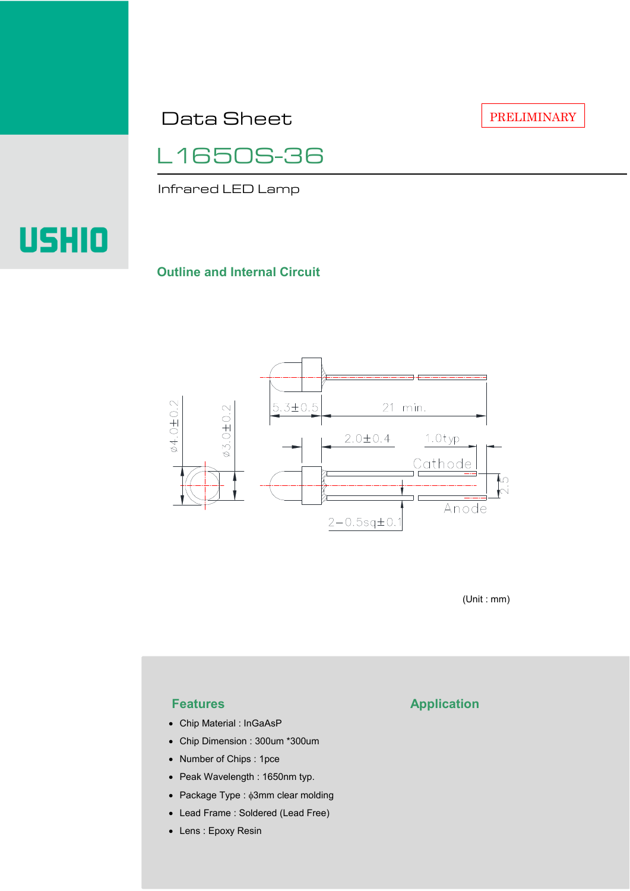# Data Sheet

PRELIMINARY

## L1650S-36

Infrared LED Lamp

USHIO

### Outline and Internal Circuit

ϕ4.0±0.2

ϕ3.0±0.2

5.3±0.5

21 min.

2.0±0.4

1.0typ

Cathode

2.5

Anode

2−0.5sq±0.1

(Unit : mm)

### Features

- Chip Material : InGaAsP
- Chip Dimension : 300um *300um
- Number of Chips : 1pce
- Peak Wavelength : 1650nm typ.
- Package Type : ϕ3mm clear molding
- Lead Frame : Soldered (Lead Free)
- Lens : Epoxy Resin

### Application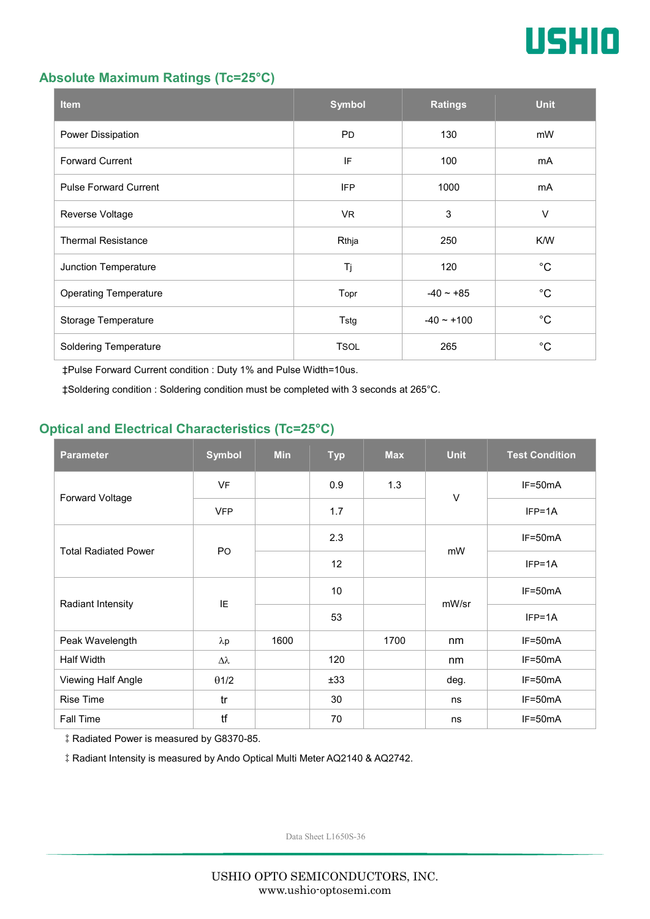## Absolute Maximum Ratings (Tc=25°C)

| Item | Symbol | Ratings | Unit |
|---|---|---|---|
| Power Dissipation | PD | 130 | mW |
| Forward Current | IF | 100 | mA |
| Pulse Forward Current | IFP | 1000 | mA |
| Reverse Voltage | VR | 3 | V |
| Thermal Resistance | Rthja | 250 | K/W |
| Junction Temperature | Tj | 120 | °C |
| Operating Temperature | Topr | -40 ~ +85 | °C |
| Storage Temperature | Tstg | -40 ~ +100 | °C |
| Soldering Temperature | TSOL | 265 | °C |

‡Pulse Forward Current condition : Duty 1% and Pulse Width=10us.

‡Soldering condition : Soldering condition must be completed with 3 seconds at 265°C.

## Optical and Electrical Characteristics (Tc=25°C)

| Parameter | Symbol | Min | Typ | Max | Unit | Test Condition |
|---|---|---|---|---|---|---|
| Forward Voltage | VF | | 0.9 | 1.3 | V | IF=50mA |
| | VFP | | 1.7 | | | IFP=1A |
| Total Radiated Power | PO | | 2.3 | | mW | IF=50mA |
| | | | 12 | | | IFP=1A |
| Radiant Intensity | IE | | 10 | | mW/sr | IF=50mA |
| | | | 53 | | | IFP=1A |
| Peak Wavelength | λp | 1600 | | 1700 | nm | IF=50mA |
| Half Width | Δλ | | 120 | | nm | IF=50mA |
| Viewing Half Angle | θ1/2 | | ±33 | | deg. | IF=50mA |
| Rise Time | tr | | 30 | | ns | IF=50mA |
| Fall Time | tf | | 70 | | ns | IF=50mA |

‡ Radiated Power is measured by G8370-85.

‡ Radiant Intensity is measured by Ando Optical Multi Meter AQ2140 & AQ2742.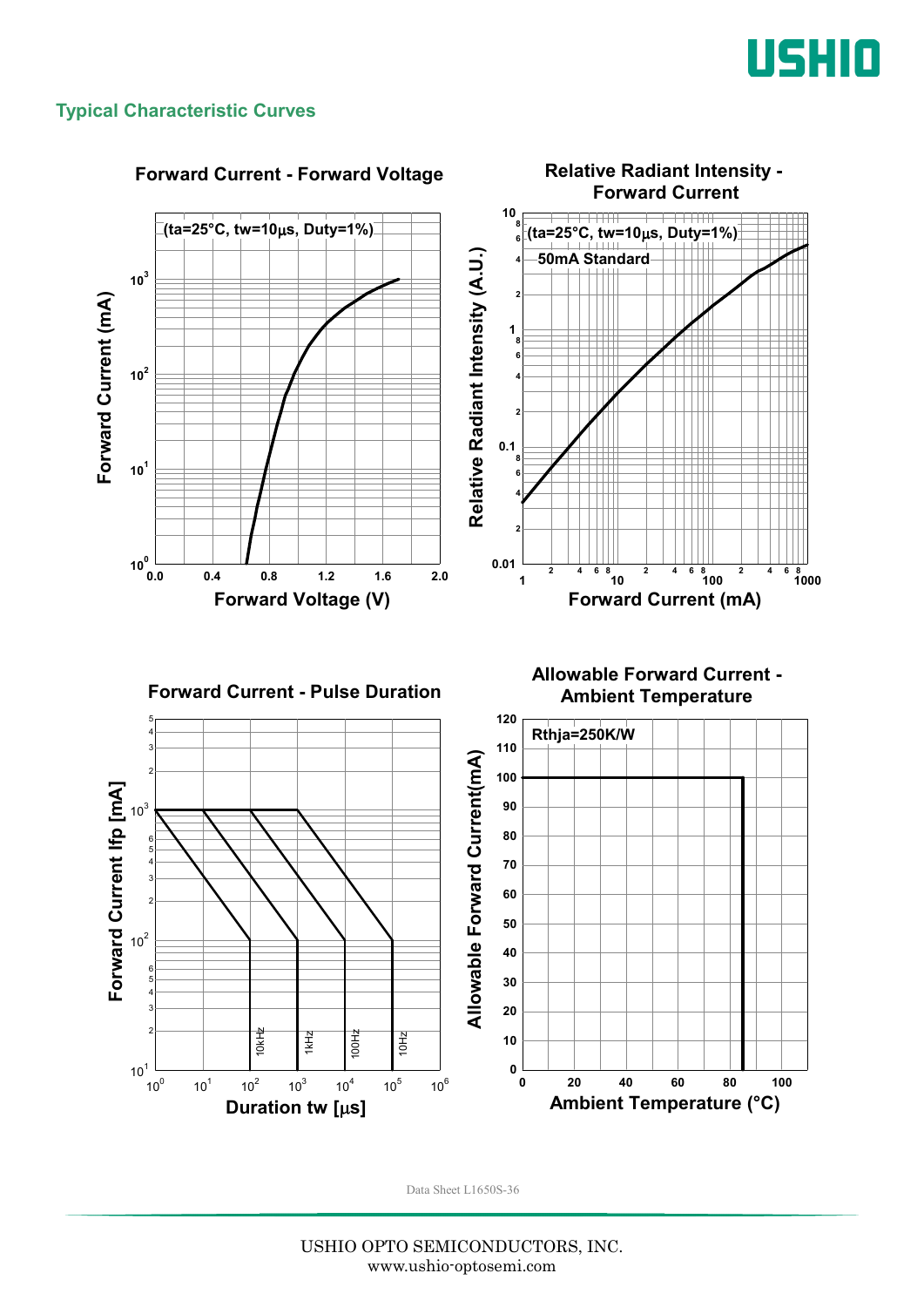## Typical Characteristic Curves

### Forward Current - Forward Voltage

(ta=25°C, tw=10μs, Duty=1%)

Forward Current (mA)

$10^0$ $10^1$ $10^2$ $10^3$

0.0 0.4 0.8 1.2 1.6 2.0

Forward Voltage (V)

### Relative Radiant Intensity - Forward Current

(ta=25°C, tw=10μs, Duty=1%)

50mA Standard

Relative Radiant Intensity (A.U.)

0.01 0.1 1 10

1 10 100 1000

Forward Current (mA)

### Forward Current - Pulse Duration

Forward Current Ifp [mA]

$10^1$ $10^2$ $10^3$

$10^0$ $10^1$ $10^2$ $10^3$ $10^4$ $10^5$ $10^6$

10kHz 1kHz 100Hz 10Hz

Duration tw [μs]

### Allowable Forward Current - Ambient Temperature

Rthja=250K/W

Allowable Forward Current(mA)

0 10 20 30 40 50 60 70 80 90 100 110 120

0 20 40 60 80 100

Ambient Temperature (°C)

Data Sheet L1650S-36

USHIO OPTO SEMICONDUCTORS, INC.
www.ushio-optosemi.com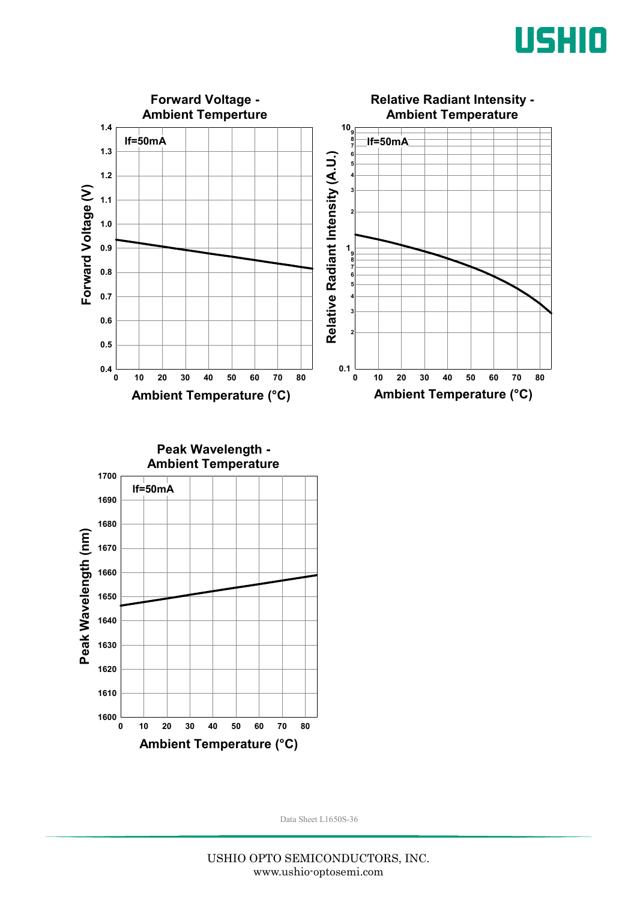**Forward Voltage - Ambient Temperture**

If=50mA

Forward Voltage (V)

Ambient Temperature (°C)

**Relative Radiant Intensity - Ambient Temperature**

If=50mA

Relative Radiant Intensity (A.U.)

Ambient Temperature (°C)

**Peak Wavelength - Ambient Temperature**

If=50mA

Peak Wavelength (nm)

Ambient Temperature (°C)

Data Sheet L1650S-36

USHIO OPTO SEMICONDUCTORS, INC.
www.ushio-optosemi.com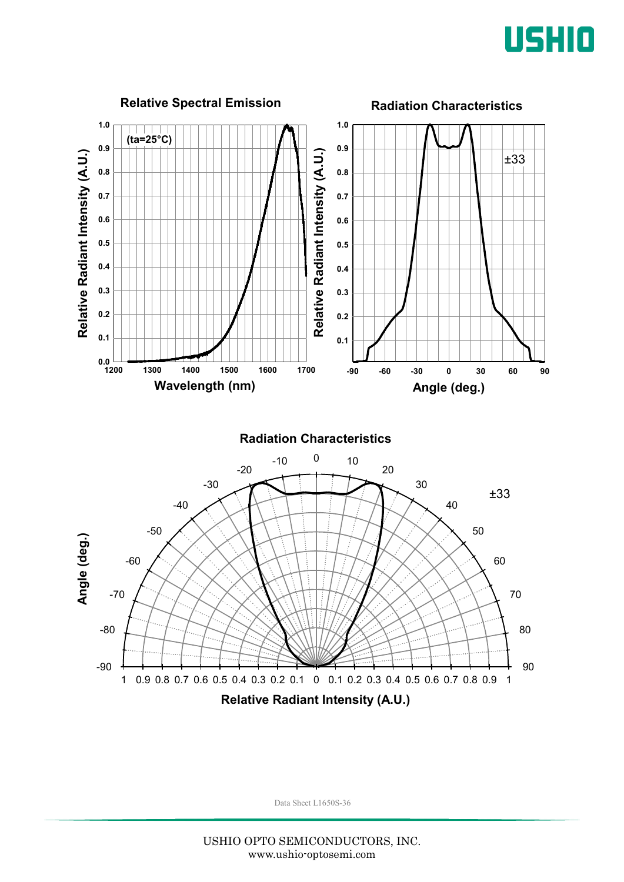### Relative Spectral Emission

(ta=25°C)

Relative Radiant Intensity (A.U.) vs. Wavelength (nm)

### Radiation Characteristics

±33

Relative Radiant Intensity (A.U.) vs. Angle (deg.)

### Radiation Characteristics

±33

Angle (deg.) vs. Relative Radiant Intensity (A.U.)

Data Sheet L1650S-36

USHIO OPTO SEMICONDUCTORS, INC.
www.ushio-optosemi.com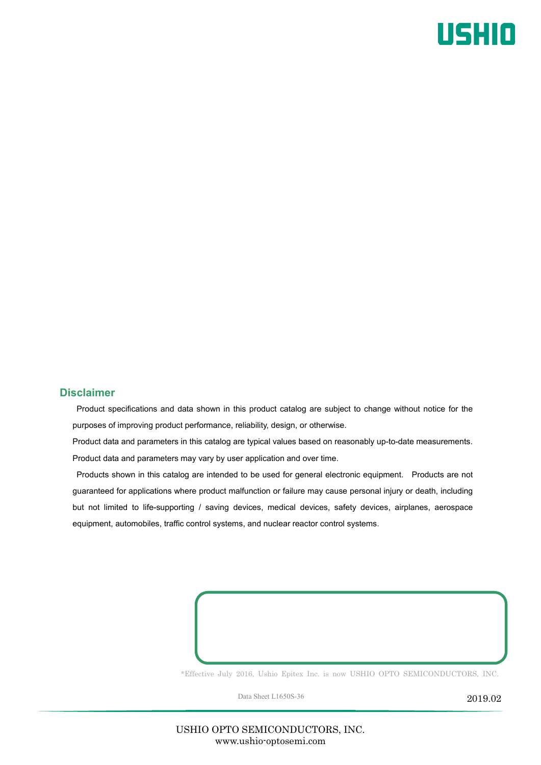## Disclaimer

Product specifications and data shown in this product catalog are subject to change without notice for the purposes of improving product performance, reliability, design, or otherwise.

Product data and parameters in this catalog are typical values based on reasonably up-to-date measurements. Product data and parameters may vary by user application and over time.

Products shown in this catalog are intended to be used for general electronic equipment. Products are not guaranteed for applications where product malfunction or failure may cause personal injury or death, including but not limited to life-supporting / saving devices, medical devices, safety devices, airplanes, aerospace equipment, automobiles, traffic control systems, and nuclear reactor control systems.

*Effective July 2016, Ushio Epitex Inc. is now USHIO OPTO SEMICONDUCTORS, INC.

Data Sheet L1650S-36

2019.02

USHIO OPTO SEMICONDUCTORS, INC.
www.ushio-optosemi.com